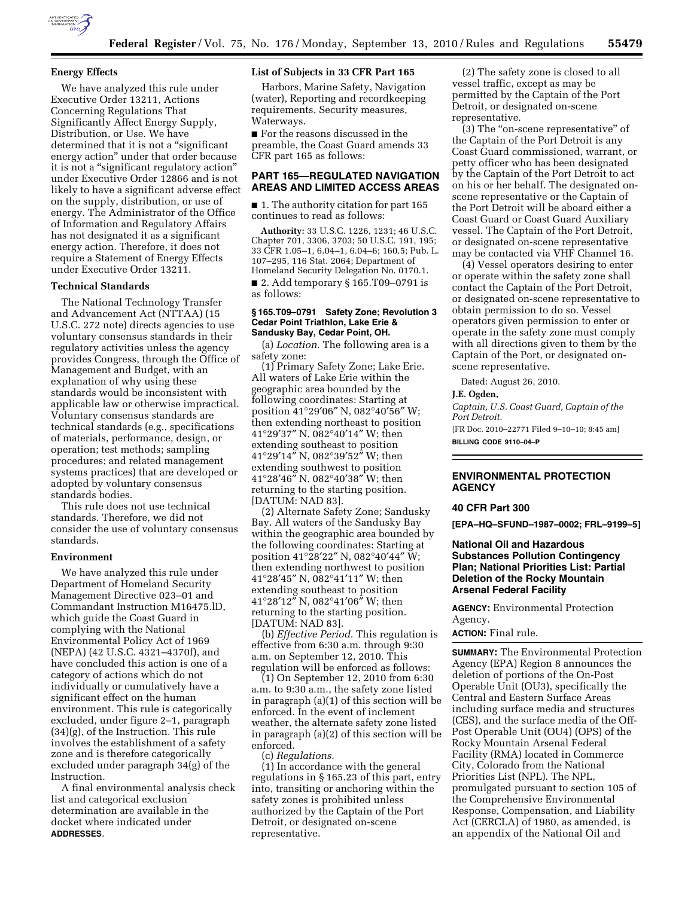### Energy Effects

We have analyzed this rule under Executive Order 13211, Actions Concerning Regulations That Significantly Affect Energy Supply, Distribution, or Use. We have determined that it is not a "significant energy action" under that order because it is not a "significant regulatory action" under Executive Order 12866 and is not likely to have a significant adverse effect on the supply, distribution, or use of energy. The Administrator of the Office of Information and Regulatory Affairs has not designated it as a significant energy action. Therefore, it does not require a Statement of Energy Effects under Executive Order 13211.

### Technical Standards

The National Technology Transfer and Advancement Act (NTTAA) (15 U.S.C. 272 note) directs agencies to use voluntary consensus standards in their regulatory activities unless the agency provides Congress, through the Office of Management and Budget, with an explanation of why using these standards would be inconsistent with applicable law or otherwise impractical. Voluntary consensus standards are technical standards (e.g., specifications of materials, performance, design, or operation; test methods; sampling procedures; and related management systems practices) that are developed or adopted by voluntary consensus standards bodies.

This rule does not use technical standards. Therefore, we did not consider the use of voluntary consensus standards.

### Environment

We have analyzed this rule under Department of Homeland Security Management Directive 023–01 and Commandant Instruction M16475.lD, which guide the Coast Guard in complying with the National Environmental Policy Act of 1969 (NEPA) (42 U.S.C. 4321–4370f), and have concluded this action is one of a category of actions which do not individually or cumulatively have a significant effect on the human environment. This rule is categorically excluded, under figure 2–1, paragraph (34)(g), of the Instruction. This rule involves the establishment of a safety zone and is therefore categorically excluded under paragraph 34(g) of the Instruction.

A final environmental analysis check list and categorical exclusion determination are available in the docket where indicated under **ADDRESSES**.

### List of Subjects in 33 CFR Part 165

Harbors, Marine Safety, Navigation (water), Reporting and recordkeeping requirements, Security measures, Waterways.

■ For the reasons discussed in the preamble, the Coast Guard amends 33 CFR part 165 as follows:

## PART 165—REGULATED NAVIGATION AREAS AND LIMITED ACCESS AREAS

■ 1. The authority citation for part 165 continues to read as follows:

**Authority:** 33 U.S.C. 1226, 1231; 46 U.S.C. Chapter 701, 3306, 3703; 50 U.S.C. 191, 195; 33 CFR 1.05–1, 6.04–1, 6.04–6; 160.5; Pub. L. 107–295, 116 Stat. 2064; Department of Homeland Security Delegation No. 0170.1.

■ 2. Add temporary § 165.T09–0791 is as follows:

#### § 165.T09–0791 Safety Zone; Revolution 3 Cedar Point Triathlon, Lake Erie & Sandusky Bay, Cedar Point, OH.

(a) *Location.* The following area is a safety zone:

(1) Primary Safety Zone; Lake Erie. All waters of Lake Erie within the geographic area bounded by the following coordinates: Starting at position 41°29′06″ N, 082°40′56″ W; then extending northeast to position 41°29′37″ N, 082°40′14″ W; then extending southeast to position 41°29′14″ N, 082°39′52″ W; then extending southwest to position 41°28′46″ N, 082°40′38″ W; then returning to the starting position. [DATUM: NAD 83].

(2) Alternate Safety Zone; Sandusky Bay. All waters of the Sandusky Bay within the geographic area bounded by the following coordinates: Starting at position 41°28′22″ N, 082°40′44″ W; then extending northwest to position 41°28′45″ N, 082°41′11″ W; then extending southeast to position 41°28′12″ N, 082°41′06″ W; then returning to the starting position. [DATUM: NAD 83].

(b) *Effective Period.* This regulation is effective from 6:30 a.m. through 9:30 a.m. on September 12, 2010. This regulation will be enforced as follows:

(1) On September 12, 2010 from 6:30 a.m. to 9:30 a.m., the safety zone listed in paragraph (a)(1) of this section will be enforced. In the event of inclement weather, the alternate safety zone listed in paragraph (a)(2) of this section will be enforced.

(c) *Regulations.*

(1) In accordance with the general regulations in § 165.23 of this part, entry into, transiting or anchoring within the safety zones is prohibited unless authorized by the Captain of the Port Detroit, or designated on-scene representative.

(2) The safety zone is closed to all vessel traffic, except as may be permitted by the Captain of the Port Detroit, or designated on-scene representative.

(3) The "on-scene representative" of the Captain of the Port Detroit is any Coast Guard commissioned, warrant, or petty officer who has been designated by the Captain of the Port Detroit to act on his or her behalf. The designated on-scene representative or the Captain of the Port Detroit will be aboard either a Coast Guard or Coast Guard Auxiliary vessel. The Captain of the Port Detroit, or designated on-scene representative may be contacted via VHF Channel 16.

(4) Vessel operators desiring to enter or operate within the safety zone shall contact the Captain of the Port Detroit, or designated on-scene representative to obtain permission to do so. Vessel operators given permission to enter or operate in the safety zone must comply with all directions given to them by the Captain of the Port, or designated on-scene representative.

Dated: August 26, 2010.

**J.E. Ogden,**

*Captain, U.S. Coast Guard, Captain of the Port Detroit.*

[FR Doc. 2010–22771 Filed 9–10–10; 8:45 am]

**BILLING CODE 9110–04–P**

---

## ENVIRONMENTAL PROTECTION AGENCY

### 40 CFR Part 300

**[EPA–HQ–SFUND–1987–0002; FRL–9199–5]**

### National Oil and Hazardous Substances Pollution Contingency Plan; National Priorities List: Partial Deletion of the Rocky Mountain Arsenal Federal Facility

**AGENCY:** Environmental Protection Agency.

**ACTION:** Final rule.

**SUMMARY:** The Environmental Protection Agency (EPA) Region 8 announces the deletion of portions of the On-Post Operable Unit (OU3), specifically the Central and Eastern Surface Areas including surface media and structures (CES), and the surface media of the Off-Post Operable Unit (OU4) (OPS) of the Rocky Mountain Arsenal Federal Facility (RMA) located in Commerce City, Colorado from the National Priorities List (NPL). The NPL, promulgated pursuant to section 105 of the Comprehensive Environmental Response, Compensation, and Liability Act (CERCLA) of 1980, as amended, is an appendix of the National Oil and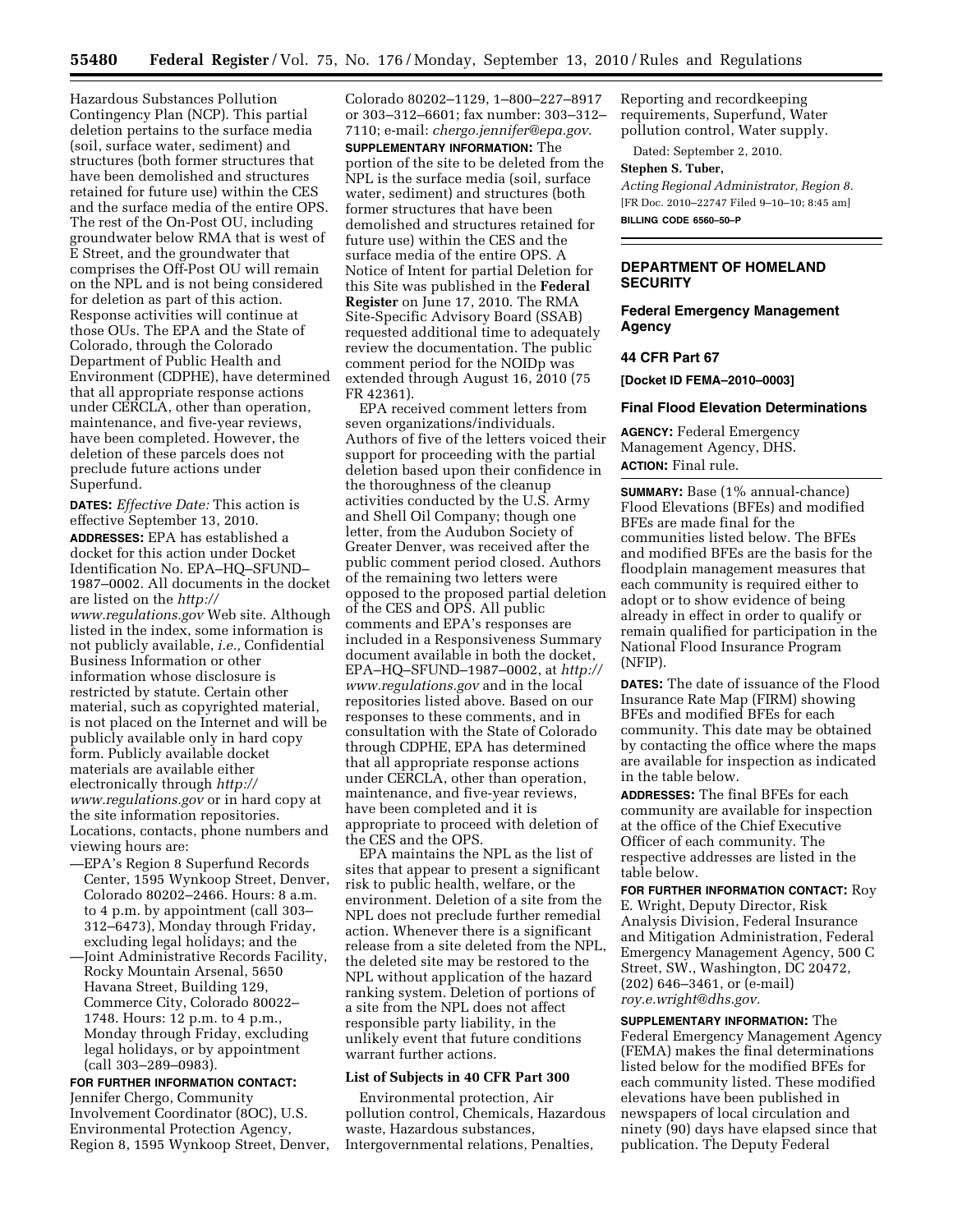Hazardous Substances Pollution Contingency Plan (NCP). This partial deletion pertains to the surface media (soil, surface water, sediment) and structures (both former structures that have been demolished and structures retained for future use) within the CES and the surface media of the entire OPS. The rest of the On-Post OU, including groundwater below RMA that is west of E Street, and the groundwater that comprises the Off-Post OU will remain on the NPL and is not being considered for deletion as part of this action. Response activities will continue at those OUs. The EPA and the State of Colorado, through the Colorado Department of Public Health and Environment (CDPHE), have determined that all appropriate response actions under CERCLA, other than operation, maintenance, and five-year reviews, have been completed. However, the deletion of these parcels does not preclude future actions under Superfund.

**DATES:** *Effective Date:* This action is effective September 13, 2010.

**ADDRESSES:** EPA has established a docket for this action under Docket Identification No. EPA–HQ–SFUND–1987–0002. All documents in the docket are listed on the *http://www.regulations.gov* Web site. Although listed in the index, some information is not publicly available, *i.e.,* Confidential Business Information or other information whose disclosure is restricted by statute. Certain other material, such as copyrighted material, is not placed on the Internet and will be publicly available only in hard copy form. Publicly available docket materials are available either electronically through *http://www.regulations.gov* or in hard copy at the site information repositories. Locations, contacts, phone numbers and viewing hours are:

—EPA's Region 8 Superfund Records Center, 1595 Wynkoop Street, Denver, Colorado 80202–2466. Hours: 8 a.m. to 4 p.m. by appointment (call 303–312–6473), Monday through Friday, excluding legal holidays; and the

—Joint Administrative Records Facility, Rocky Mountain Arsenal, 5650 Havana Street, Building 129, Commerce City, Colorado 80022–1748. Hours: 12 p.m. to 4 p.m., Monday through Friday, excluding legal holidays, or by appointment (call 303–289–0983).

**FOR FURTHER INFORMATION CONTACT:** Jennifer Chergo, Community Involvement Coordinator (8OC), U.S. Environmental Protection Agency, Region 8, 1595 Wynkoop Street, Denver, Colorado 80202–1129, 1–800–227–8917 or 303–312–6601; fax number: 303–312–7110; e-mail: *chergo.jennifer@epa.gov*.

**SUPPLEMENTARY INFORMATION:** The portion of the site to be deleted from the NPL is the surface media (soil, surface water, sediment) and structures (both former structures that have been demolished and structures retained for future use) within the CES and the surface media of the entire OPS. A Notice of Intent for partial Deletion for this Site was published in the **Federal Register** on June 17, 2010. The RMA Site-Specific Advisory Board (SSAB) requested additional time to adequately review the documentation. The public comment period for the NOIDp was extended through August 16, 2010 (75 FR 42361).

EPA received comment letters from seven organizations/individuals. Authors of five of the letters voiced their support for proceeding with the partial deletion based upon their confidence in the thoroughness of the cleanup activities conducted by the U.S. Army and Shell Oil Company; though one letter, from the Audubon Society of Greater Denver, was received after the public comment period closed. Authors of the remaining two letters were opposed to the proposed partial deletion of the CES and OPS. All public comments and EPA's responses are included in a Responsiveness Summary document available in both the docket, EPA–HQ–SFUND–1987–0002, at *http://www.regulations.gov* and in the local repositories listed above. Based on our responses to these comments, and in consultation with the State of Colorado through CDPHE, EPA has determined that all appropriate response actions under CERCLA, other than operation, maintenance, and five-year reviews, have been completed and it is appropriate to proceed with deletion of the CES and the OPS.

EPA maintains the NPL as the list of sites that appear to present a significant risk to public health, welfare, or the environment. Deletion of a site from the NPL does not preclude further remedial action. Whenever there is a significant release from a site deleted from the NPL, the deleted site may be restored to the NPL without application of the hazard ranking system. Deletion of portions of a site from the NPL does not affect responsible party liability, in the unlikely event that future conditions warrant further actions.

### List of Subjects in 40 CFR Part 300

Environmental protection, Air pollution control, Chemicals, Hazardous waste, Hazardous substances, Intergovernmental relations, Penalties, Reporting and recordkeeping requirements, Superfund, Water pollution control, Water supply.

Dated: September 2, 2010.

**Stephen S. Tuber,**

*Acting Regional Administrator, Region 8.*

[FR Doc. 2010–22747 Filed 9–10–10; 8:45 am]

**BILLING CODE 6560–50–P**

---

## DEPARTMENT OF HOMELAND SECURITY

## Federal Emergency Management Agency

### 44 CFR Part 67

**[Docket ID FEMA–2010–0003]**

### Final Flood Elevation Determinations

**AGENCY:** Federal Emergency Management Agency, DHS.

**ACTION:** Final rule.

**SUMMARY:** Base (1% annual-chance) Flood Elevations (BFEs) and modified BFEs are made final for the communities listed below. The BFEs and modified BFEs are the basis for the floodplain management measures that each community is required either to adopt or to show evidence of being already in effect in order to qualify or remain qualified for participation in the National Flood Insurance Program (NFIP).

**DATES:** The date of issuance of the Flood Insurance Rate Map (FIRM) showing BFEs and modified BFEs for each community. This date may be obtained by contacting the office where the maps are available for inspection as indicated in the table below.

**ADDRESSES:** The final BFEs for each community are available for inspection at the office of the Chief Executive Officer of each community. The respective addresses are listed in the table below.

**FOR FURTHER INFORMATION CONTACT:** Roy E. Wright, Deputy Director, Risk Analysis Division, Federal Insurance and Mitigation Administration, Federal Emergency Management Agency, 500 C Street, SW., Washington, DC 20472, (202) 646–3461, or (e-mail) *roy.e.wright@dhs.gov.*

**SUPPLEMENTARY INFORMATION:** The Federal Emergency Management Agency (FEMA) makes the final determinations listed below for the modified BFEs for each community listed. These modified elevations have been published in newspapers of local circulation and ninety (90) days have elapsed since that publication. The Deputy Federal